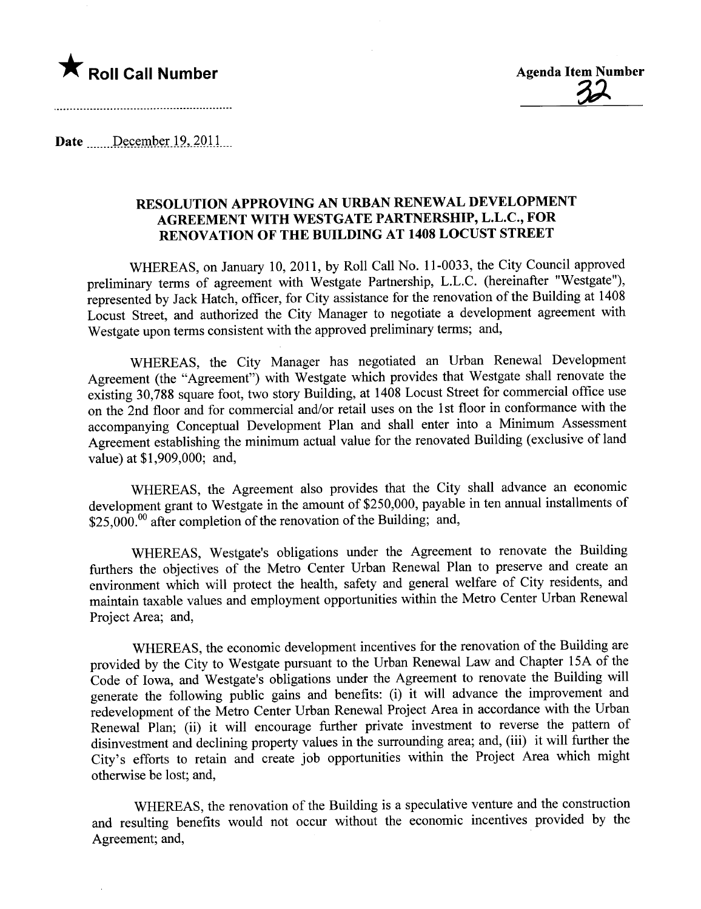★ **Roll Call Number**

**Agenda Item Number**

32

Date December 19, 2011

## RESOLUTION APPROVING AN URBAN RENEWAL DEVELOPMENT AGREEMENT WITH WESTGATE PARTNERSHIP, L.L.C., FOR RENOVATION OF THE BUILDING AT 1408 LOCUST STREET

WHEREAS, on January 10, 2011, by Roll Call No. 11-0033, the City Council approved preliminary terms of agreement with Westgate Partnership, L.L.C. (hereinafter "Westgate"), represented by Jack Hatch, officer, for City assistance for the renovation of the Building at 1408 Locust Street, and authorized the City Manager to negotiate a development agreement with Westgate upon terms consistent with the approved preliminary terms; and,

WHEREAS, the City Manager has negotiated an Urban Renewal Development Agreement (the "Agreement") with Westgate which provides that Westgate shall renovate the existing 30,788 square foot, two story Building, at 1408 Locust Street for commercial office use on the 2nd floor and for commercial and/or retail uses on the 1st floor in conformance with the accompanying Conceptual Development Plan and shall enter into a Minimum Assessment Agreement establishing the minimum actual value for the renovated Building (exclusive of land value) at $1,909,000; and,

WHEREAS, the Agreement also provides that the City shall advance an economic development grant to Westgate in the amount of $250,000, payable in ten annual installments of $25,000.00 after completion of the renovation of the Building; and,

WHEREAS, Westgate's obligations under the Agreement to renovate the Building furthers the objectives of the Metro Center Urban Renewal Plan to preserve and create an environment which will protect the health, safety and general welfare of City residents, and maintain taxable values and employment opportunities within the Metro Center Urban Renewal Project Area; and,

WHEREAS, the economic development incentives for the renovation of the Building are provided by the City to Westgate pursuant to the Urban Renewal Law and Chapter 15A of the Code of Iowa, and Westgate's obligations under the Agreement to renovate the Building will generate the following public gains and benefits: (i) it will advance the improvement and redevelopment of the Metro Center Urban Renewal Project Area in accordance with the Urban Renewal Plan; (ii) it will encourage further private investment to reverse the pattern of disinvestment and declining property values in the surrounding area; and, (iii) it will further the City's efforts to retain and create job opportunities within the Project Area which might otherwise be lost; and,

WHEREAS, the renovation of the Building is a speculative venture and the construction and resulting benefits would not occur without the economic incentives provided by the Agreement; and,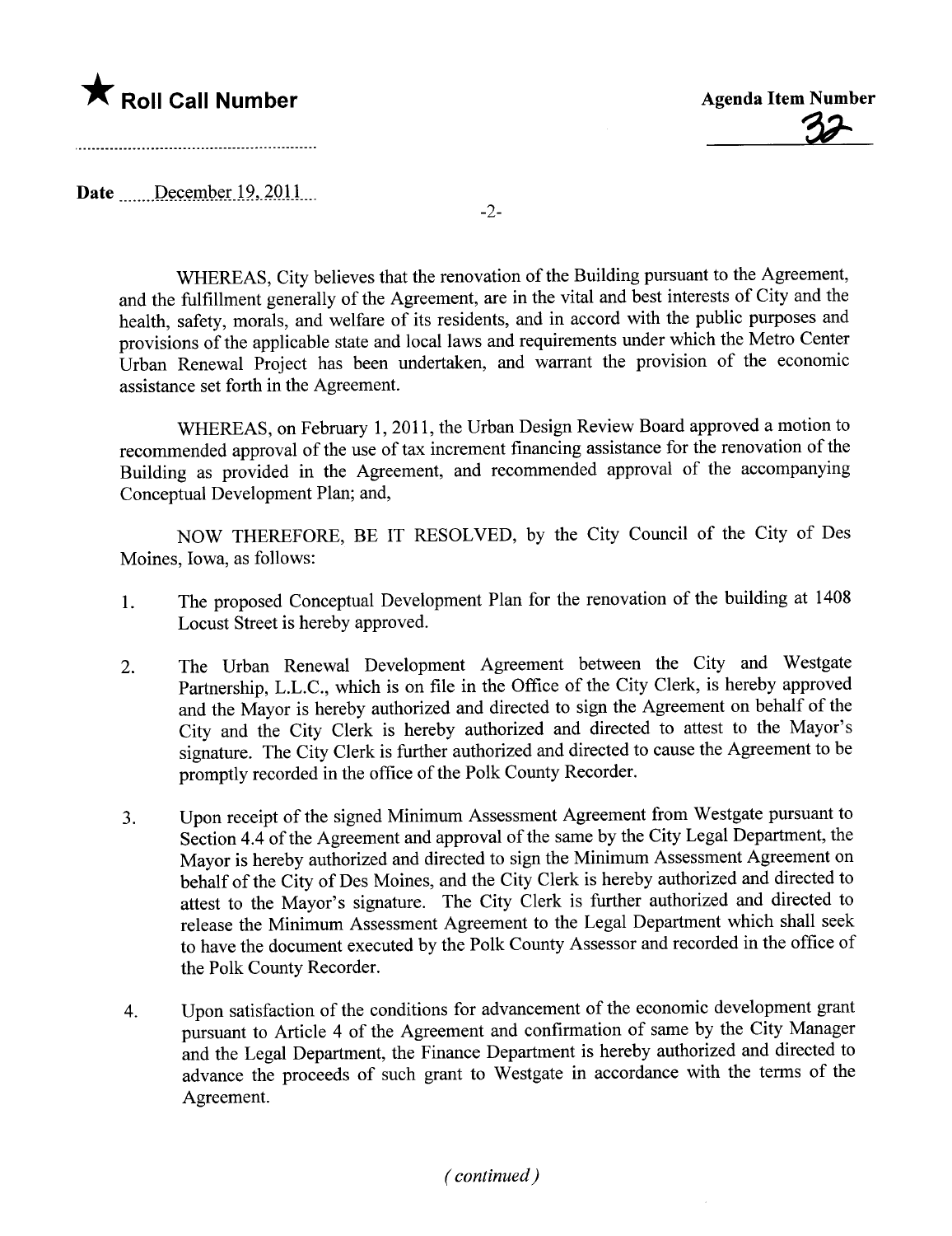★ **Roll Call Number**

**Agenda Item Number**

32

**Date** December 19, 2011

WHEREAS, City believes that the renovation of the Building pursuant to the Agreement, and the fulfillment generally of the Agreement, are in the vital and best interests of City and the health, safety, morals, and welfare of its residents, and in accord with the public purposes and provisions of the applicable state and local laws and requirements under which the Metro Center Urban Renewal Project has been undertaken, and warrant the provision of the economic assistance set forth in the Agreement.

WHEREAS, on February 1, 2011, the Urban Design Review Board approved a motion to recommended approval of the use of tax increment financing assistance for the renovation of the Building as provided in the Agreement, and recommended approval of the accompanying Conceptual Development Plan; and,

NOW THEREFORE, BE IT RESOLVED, by the City Council of the City of Des Moines, Iowa, as follows:

1. The proposed Conceptual Development Plan for the renovation of the building at 1408 Locust Street is hereby approved.

2. The Urban Renewal Development Agreement between the City and Westgate Partnership, L.L.C., which is on file in the Office of the City Clerk, is hereby approved and the Mayor is hereby authorized and directed to sign the Agreement on behalf of the City and the City Clerk is hereby authorized and directed to attest to the Mayor's signature. The City Clerk is further authorized and directed to cause the Agreement to be promptly recorded in the office of the Polk County Recorder.

3. Upon receipt of the signed Minimum Assessment Agreement from Westgate pursuant to Section 4.4 of the Agreement and approval of the same by the City Legal Department, the Mayor is hereby authorized and directed to sign the Minimum Assessment Agreement on behalf of the City of Des Moines, and the City Clerk is hereby authorized and directed to attest to the Mayor's signature. The City Clerk is further authorized and directed to release the Minimum Assessment Agreement to the Legal Department which shall seek to have the document executed by the Polk County Assessor and recorded in the office of the Polk County Recorder.

4. Upon satisfaction of the conditions for advancement of the economic development grant pursuant to Article 4 of the Agreement and confirmation of same by the City Manager and the Legal Department, the Finance Department is hereby authorized and directed to advance the proceeds of such grant to Westgate in accordance with the terms of the Agreement.

*(continued)*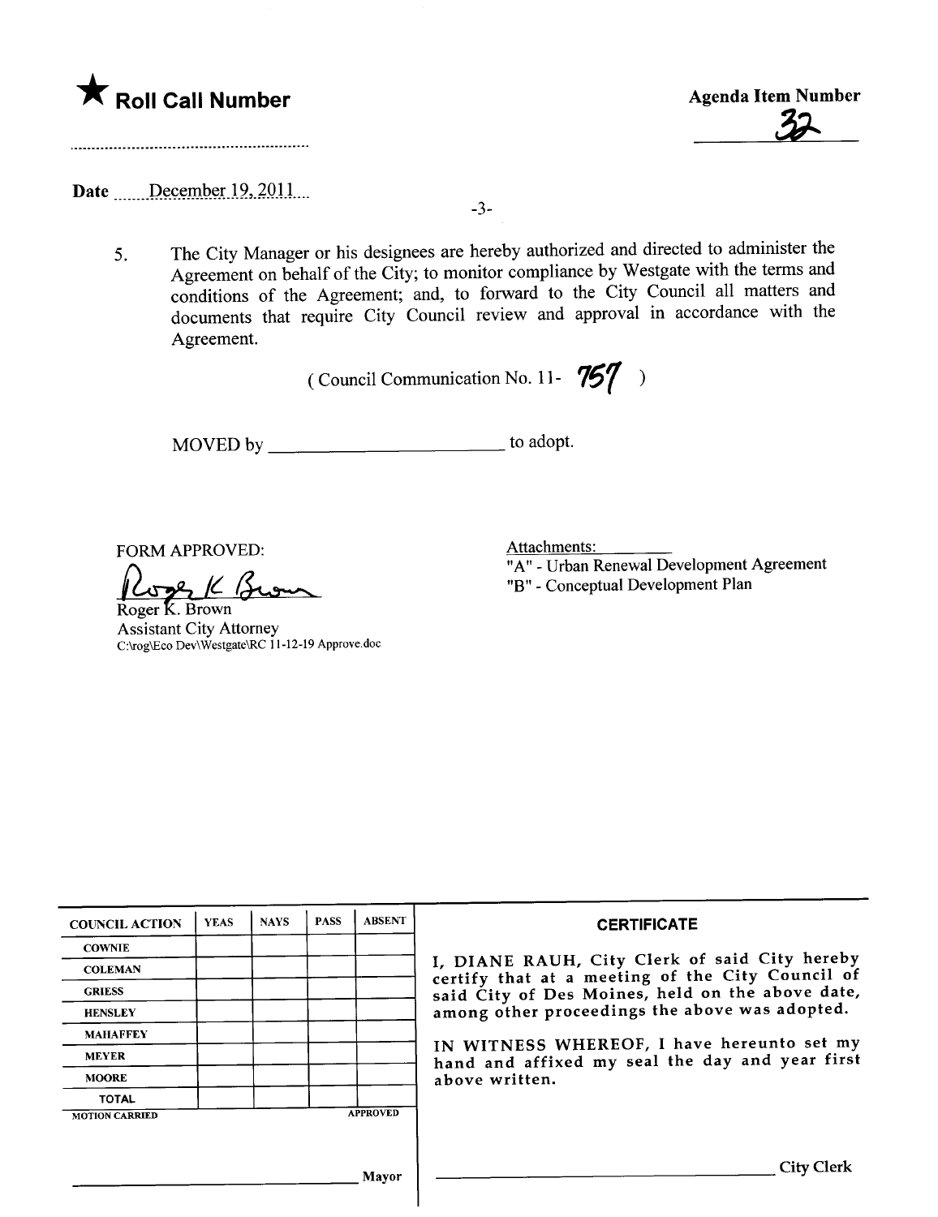★ **Roll Call Number**

**Agenda Item Number**
32

Date December 19, 2011

5. The City Manager or his designees are hereby authorized and directed to administer the Agreement on behalf of the City; to monitor compliance by Westgate with the terms and conditions of the Agreement; and, to forward to the City Council all matters and documents that require City Council review and approval in accordance with the Agreement.

( Council Communication No. 11- 757 )

MOVED by ________________________ to adopt.

FORM APPROVED:

Roger K. Brown
Roger K. Brown
Assistant City Attorney
C:\rog\Eco Dev\Westgate\RC 11-12-19 Approve.doc

Attachments:
"A" - Urban Renewal Development Agreement
"B" - Conceptual Development Plan

| COUNCIL ACTION | YEAS | NAYS | PASS | ABSENT |
|---|---|---|---|---|
| COWNIE | | | | |
| COLEMAN | | | | |
| GRIESS | | | | |
| HENSLEY | | | | |
| MAHAFFEY | | | | |
| MEYER | | | | |
| MOORE | | | | |
| TOTAL | | | | |
| MOTION CARRIED | | | | APPROVED |

________________________ Mayor

**CERTIFICATE**

I, DIANE RAUH, City Clerk of said City hereby certify that at a meeting of the City Council of said City of Des Moines, held on the above date, among other proceedings the above was adopted.

IN WITNESS WHEREOF, I have hereunto set my hand and affixed my seal the day and year first above written.

________________________ City Clerk